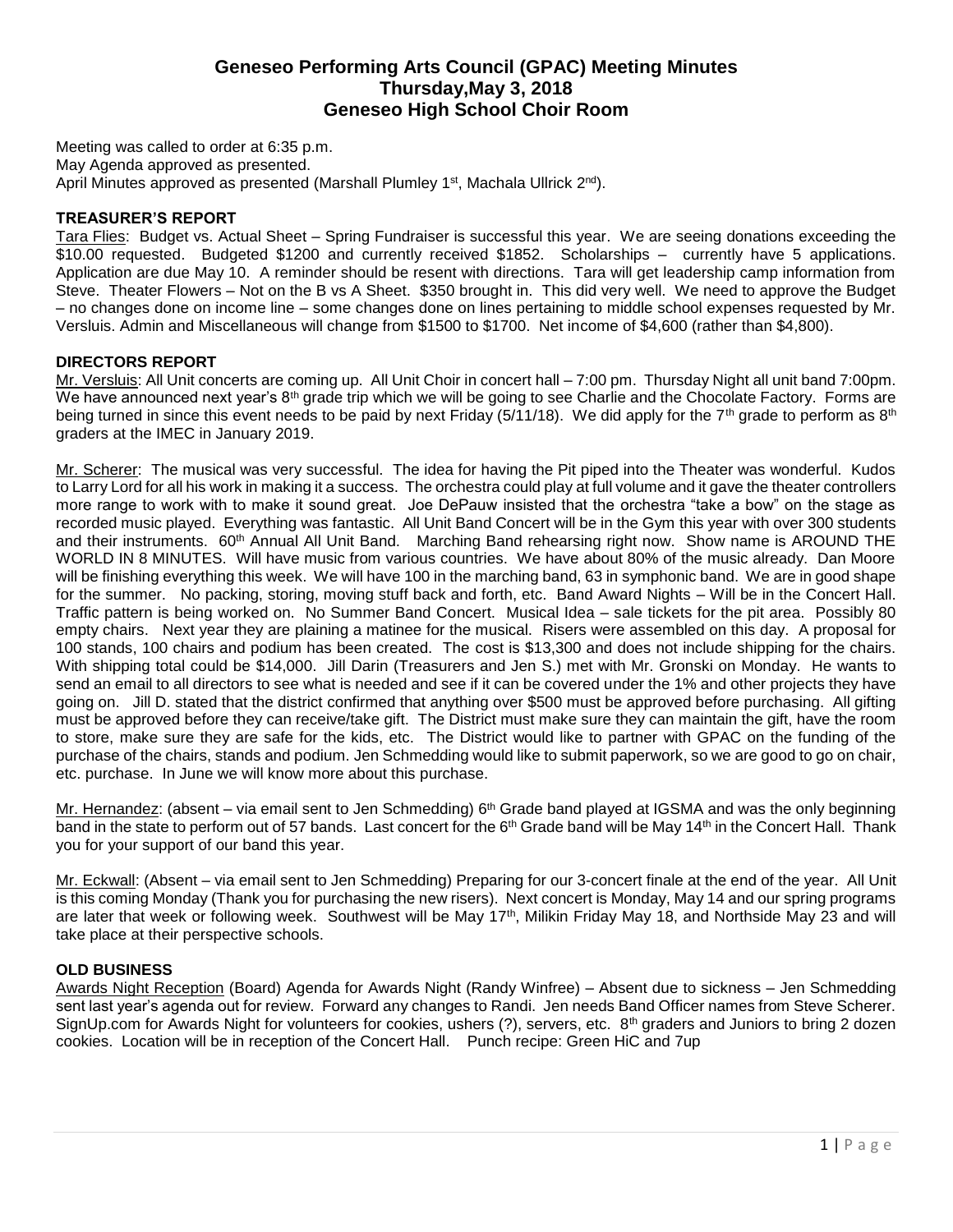# Geneseo Performing Arts Council (GPAC) Meeting Minutes
## Thursday,May 3, 2018
## Geneseo High School Choir Room

Meeting was called to order at 6:35 p.m.
May Agenda approved as presented.
April Minutes approved as presented (Marshall Plumley 1st, Machala Ullrick 2nd).

### TREASURER'S REPORT

Tara Flies: Budget vs. Actual Sheet – Spring Fundraiser is successful this year. We are seeing donations exceeding the $10.00 requested. Budgeted $1200 and currently received $1852. Scholarships – currently have 5 applications. Application are due May 10. A reminder should be resent with directions. Tara will get leadership camp information from Steve. Theater Flowers – Not on the B vs A Sheet. $350 brought in. This did very well. We need to approve the Budget – no changes done on income line – some changes done on lines pertaining to middle school expenses requested by Mr. Versluis. Admin and Miscellaneous will change from $1500 to $1700. Net income of $4,600 (rather than $4,800).

### DIRECTORS REPORT

Mr. Versluis: All Unit concerts are coming up. All Unit Choir in concert hall – 7:00 pm. Thursday Night all unit band 7:00pm. We have announced next year's 8th grade trip which we will be going to see Charlie and the Chocolate Factory. Forms are being turned in since this event needs to be paid by next Friday (5/11/18). We did apply for the 7th grade to perform as 8th graders at the IMEC in January 2019.

Mr. Scherer: The musical was very successful. The idea for having the Pit piped into the Theater was wonderful. Kudos to Larry Lord for all his work in making it a success. The orchestra could play at full volume and it gave the theater controllers more range to work with to make it sound great. Joe DePauw insisted that the orchestra "take a bow" on the stage as recorded music played. Everything was fantastic. All Unit Band Concert will be in the Gym this year with over 300 students and their instruments. 60th Annual All Unit Band. Marching Band rehearsing right now. Show name is AROUND THE WORLD IN 8 MINUTES. Will have music from various countries. We have about 80% of the music already. Dan Moore will be finishing everything this week. We will have 100 in the marching band, 63 in symphonic band. We are in good shape for the summer. No packing, storing, moving stuff back and forth, etc. Band Award Nights – Will be in the Concert Hall. Traffic pattern is being worked on. No Summer Band Concert. Musical Idea – sale tickets for the pit area. Possibly 80 empty chairs. Next year they are plaining a matinee for the musical. Risers were assembled on this day. A proposal for 100 stands, 100 chairs and podium has been created. The cost is $13,300 and does not include shipping for the chairs. With shipping total could be $14,000. Jill Darin (Treasurers and Jen S.) met with Mr. Gronski on Monday. He wants to send an email to all directors to see what is needed and see if it can be covered under the 1% and other projects they have going on. Jill D. stated that the district confirmed that anything over $500 must be approved before purchasing. All gifting must be approved before they can receive/take gift. The District must make sure they can maintain the gift, have the room to store, make sure they are safe for the kids, etc. The District would like to partner with GPAC on the funding of the purchase of the chairs, stands and podium. Jen Schmedding would like to submit paperwork, so we are good to go on chair, etc. purchase. In June we will know more about this purchase.

Mr. Hernandez: (absent – via email sent to Jen Schmedding) 6th Grade band played at IGSMA and was the only beginning band in the state to perform out of 57 bands. Last concert for the 6th Grade band will be May 14th in the Concert Hall. Thank you for your support of our band this year.

Mr. Eckwall: (Absent – via email sent to Jen Schmedding) Preparing for our 3-concert finale at the end of the year. All Unit is this coming Monday (Thank you for purchasing the new risers). Next concert is Monday, May 14 and our spring programs are later that week or following week. Southwest will be May 17th, Milikin Friday May 18, and Northside May 23 and will take place at their perspective schools.

### OLD BUSINESS

Awards Night Reception (Board) Agenda for Awards Night (Randy Winfree) – Absent due to sickness – Jen Schmedding sent last year's agenda out for review. Forward any changes to Randi. Jen needs Band Officer names from Steve Scherer. SignUp.com for Awards Night for volunteers for cookies, ushers (?), servers, etc. 8th graders and Juniors to bring 2 dozen cookies. Location will be in reception of the Concert Hall. Punch recipe: Green HiC and 7up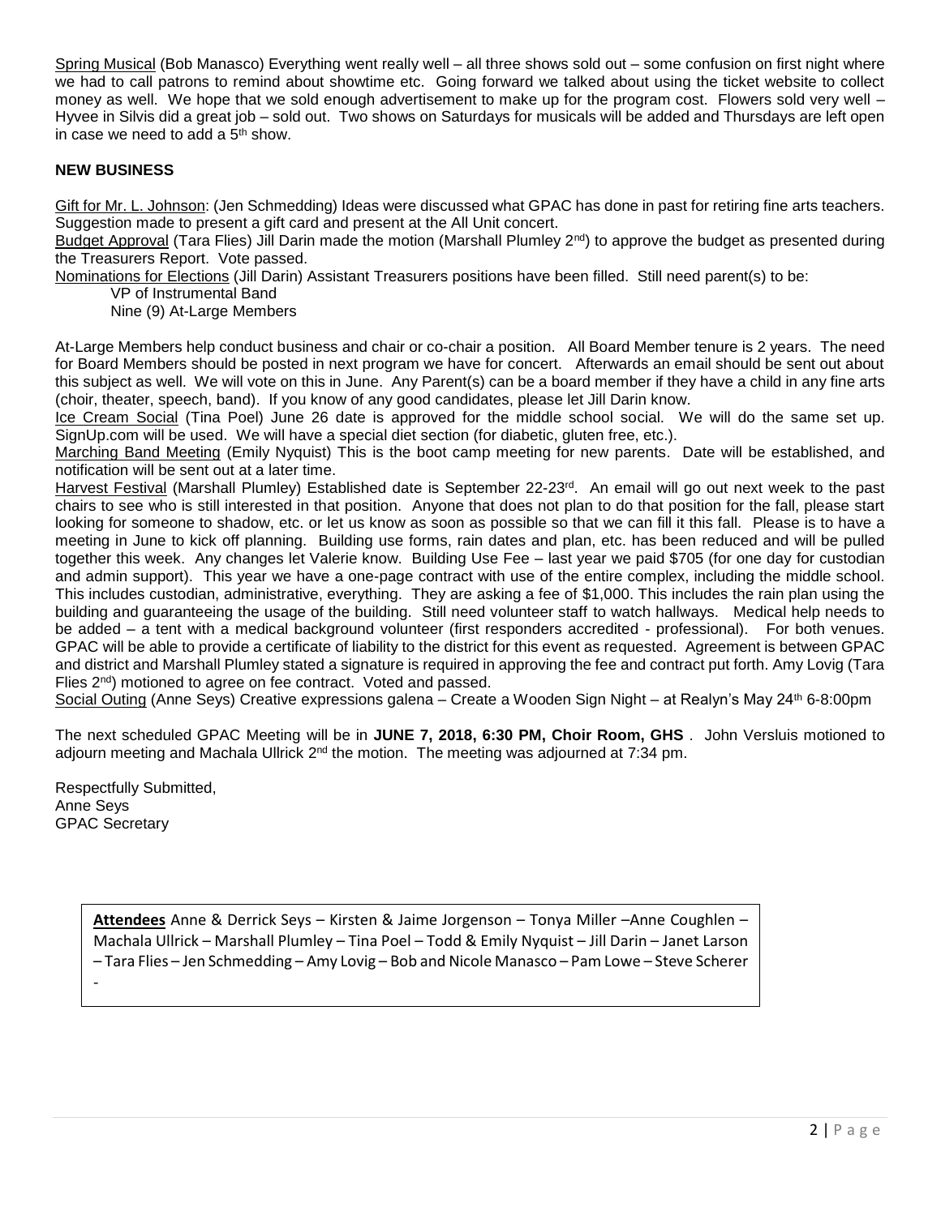Spring Musical (Bob Manasco) Everything went really well – all three shows sold out – some confusion on first night where we had to call patrons to remind about showtime etc. Going forward we talked about using the ticket website to collect money as well. We hope that we sold enough advertisement to make up for the program cost. Flowers sold very well – Hyvee in Silvis did a great job – sold out. Two shows on Saturdays for musicals will be added and Thursdays are left open in case we need to add a 5th show.

**NEW BUSINESS**

Gift for Mr. L. Johnson: (Jen Schmedding) Ideas were discussed what GPAC has done in past for retiring fine arts teachers. Suggestion made to present a gift card and present at the All Unit concert.

Budget Approval (Tara Flies) Jill Darin made the motion (Marshall Plumley 2nd) to approve the budget as presented during the Treasurers Report. Vote passed.

Nominations for Elections (Jill Darin) Assistant Treasurers positions have been filled. Still need parent(s) to be:

VP of Instrumental Band
Nine (9) At-Large Members

At-Large Members help conduct business and chair or co-chair a position. All Board Member tenure is 2 years. The need for Board Members should be posted in next program we have for concert. Afterwards an email should be sent out about this subject as well. We will vote on this in June. Any Parent(s) can be a board member if they have a child in any fine arts (choir, theater, speech, band). If you know of any good candidates, please let Jill Darin know.

Ice Cream Social (Tina Poel) June 26 date is approved for the middle school social. We will do the same set up. SignUp.com will be used. We will have a special diet section (for diabetic, gluten free, etc.).

Marching Band Meeting (Emily Nyquist) This is the boot camp meeting for new parents. Date will be established, and notification will be sent out at a later time.

Harvest Festival (Marshall Plumley) Established date is September 22-23rd. An email will go out next week to the past chairs to see who is still interested in that position. Anyone that does not plan to do that position for the fall, please start looking for someone to shadow, etc. or let us know as soon as possible so that we can fill it this fall. Please is to have a meeting in June to kick off planning. Building use forms, rain dates and plan, etc. has been reduced and will be pulled together this week. Any changes let Valerie know. Building Use Fee – last year we paid $705 (for one day for custodian and admin support). This year we have a one-page contract with use of the entire complex, including the middle school. This includes custodian, administrative, everything. They are asking a fee of $1,000. This includes the rain plan using the building and guaranteeing the usage of the building. Still need volunteer staff to watch hallways. Medical help needs to be added – a tent with a medical background volunteer (first responders accredited - professional). For both venues. GPAC will be able to provide a certificate of liability to the district for this event as requested. Agreement is between GPAC and district and Marshall Plumley stated a signature is required in approving the fee and contract put forth. Amy Lovig (Tara Flies 2nd) motioned to agree on fee contract. Voted and passed.

Social Outing (Anne Seys) Creative expressions galena – Create a Wooden Sign Night – at Realyn's May 24th 6-8:00pm

The next scheduled GPAC Meeting will be in **JUNE 7, 2018, 6:30 PM, Choir Room, GHS** . John Versluis motioned to adjourn meeting and Machala Ullrick 2nd the motion. The meeting was adjourned at 7:34 pm.

Respectfully Submitted,
Anne Seys
GPAC Secretary

**Attendees** Anne & Derrick Seys – Kirsten & Jaime Jorgenson – Tonya Miller –Anne Coughlen – Machala Ullrick – Marshall Plumley – Tina Poel – Todd & Emily Nyquist – Jill Darin – Janet Larson – Tara Flies – Jen Schmedding – Amy Lovig – Bob and Nicole Manasco – Pam Lowe – Steve Scherer -